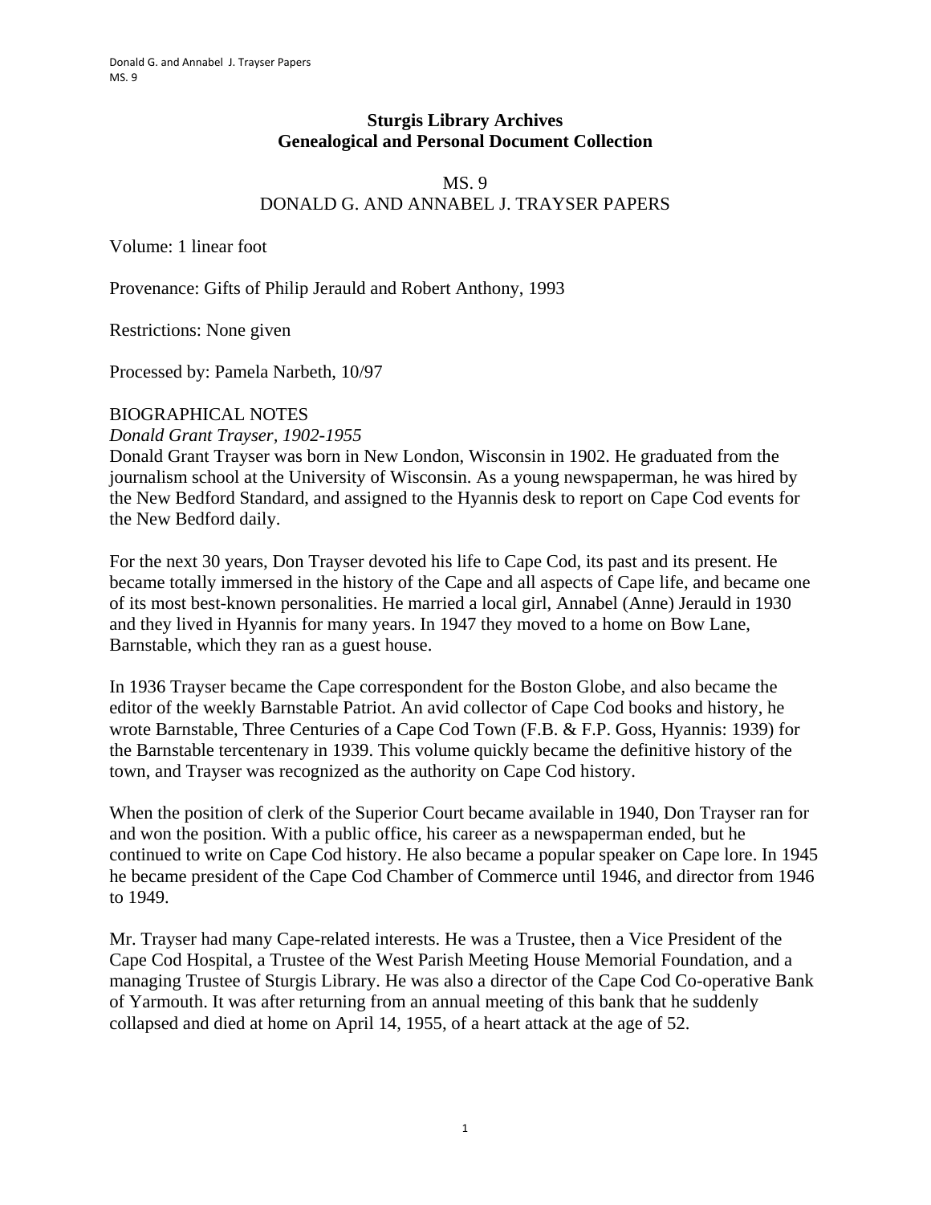**Sturgis Library Archives**
**Genealogical and Personal Document Collection**

MS. 9
DONALD G. AND ANNABEL J. TRAYSER PAPERS

Volume: 1 linear foot

Provenance: Gifts of Philip Jerauld and Robert Anthony, 1993

Restrictions: None given

Processed by: Pamela Narbeth, 10/97

BIOGRAPHICAL NOTES

*Donald Grant Trayser, 1902-1955*

Donald Grant Trayser was born in New London, Wisconsin in 1902. He graduated from the journalism school at the University of Wisconsin. As a young newspaperman, he was hired by the New Bedford Standard, and assigned to the Hyannis desk to report on Cape Cod events for the New Bedford daily.

For the next 30 years, Don Trayser devoted his life to Cape Cod, its past and its present. He became totally immersed in the history of the Cape and all aspects of Cape life, and became one of its most best-known personalities. He married a local girl, Annabel (Anne) Jerauld in 1930 and they lived in Hyannis for many years. In 1947 they moved to a home on Bow Lane, Barnstable, which they ran as a guest house.

In 1936 Trayser became the Cape correspondent for the Boston Globe, and also became the editor of the weekly Barnstable Patriot. An avid collector of Cape Cod books and history, he wrote Barnstable, Three Centuries of a Cape Cod Town (F.B. & F.P. Goss, Hyannis: 1939) for the Barnstable tercentenary in 1939. This volume quickly became the definitive history of the town, and Trayser was recognized as the authority on Cape Cod history.

When the position of clerk of the Superior Court became available in 1940, Don Trayser ran for and won the position. With a public office, his career as a newspaperman ended, but he continued to write on Cape Cod history. He also became a popular speaker on Cape lore. In 1945 he became president of the Cape Cod Chamber of Commerce until 1946, and director from 1946 to 1949.

Mr. Trayser had many Cape-related interests. He was a Trustee, then a Vice President of the Cape Cod Hospital, a Trustee of the West Parish Meeting House Memorial Foundation, and a managing Trustee of Sturgis Library. He was also a director of the Cape Cod Co-operative Bank of Yarmouth. It was after returning from an annual meeting of this bank that he suddenly collapsed and died at home on April 14, 1955, of a heart attack at the age of 52.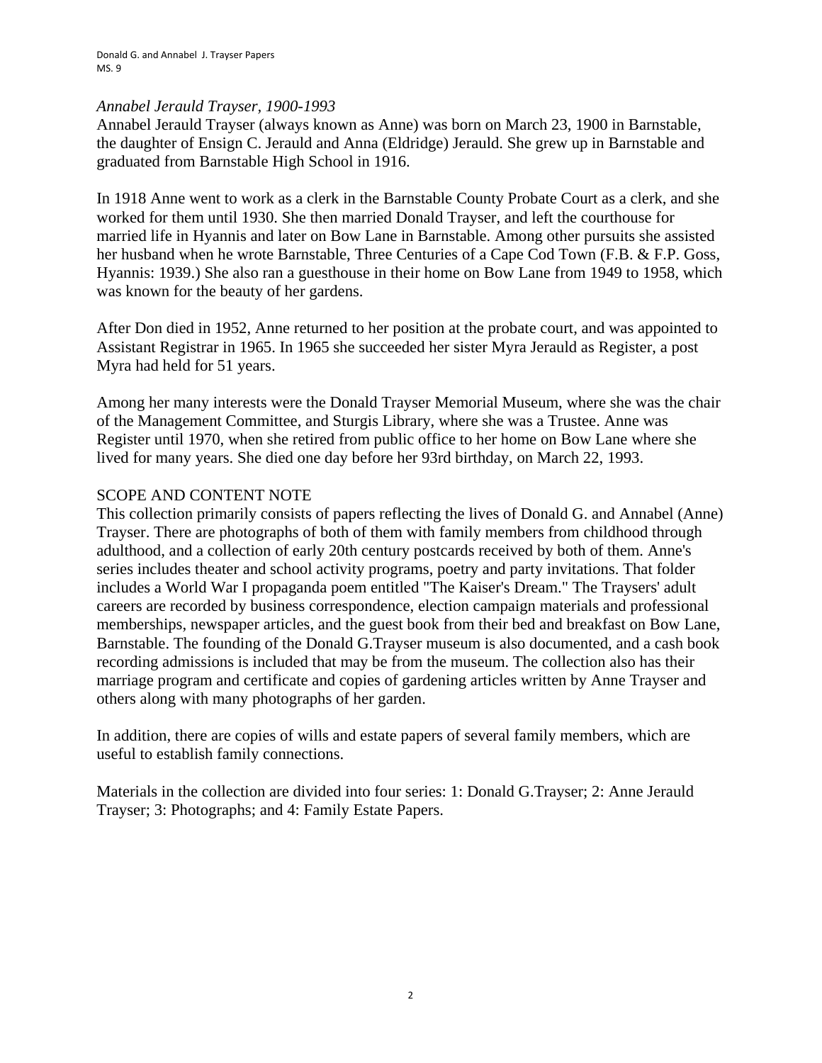*Annabel Jerauld Trayser, 1900-1993*

Annabel Jerauld Trayser (always known as Anne) was born on March 23, 1900 in Barnstable, the daughter of Ensign C. Jerauld and Anna (Eldridge) Jerauld. She grew up in Barnstable and graduated from Barnstable High School in 1916.

In 1918 Anne went to work as a clerk in the Barnstable County Probate Court as a clerk, and she worked for them until 1930. She then married Donald Trayser, and left the courthouse for married life in Hyannis and later on Bow Lane in Barnstable. Among other pursuits she assisted her husband when he wrote Barnstable, Three Centuries of a Cape Cod Town (F.B. & F.P. Goss, Hyannis: 1939.) She also ran a guesthouse in their home on Bow Lane from 1949 to 1958, which was known for the beauty of her gardens.

After Don died in 1952, Anne returned to her position at the probate court, and was appointed to Assistant Registrar in 1965. In 1965 she succeeded her sister Myra Jerauld as Register, a post Myra had held for 51 years.

Among her many interests were the Donald Trayser Memorial Museum, where she was the chair of the Management Committee, and Sturgis Library, where she was a Trustee. Anne was Register until 1970, when she retired from public office to her home on Bow Lane where she lived for many years. She died one day before her 93rd birthday, on March 22, 1993.

## SCOPE AND CONTENT NOTE

This collection primarily consists of papers reflecting the lives of Donald G. and Annabel (Anne) Trayser. There are photographs of both of them with family members from childhood through adulthood, and a collection of early 20th century postcards received by both of them. Anne's series includes theater and school activity programs, poetry and party invitations. That folder includes a World War I propaganda poem entitled "The Kaiser's Dream." The Traysers' adult careers are recorded by business correspondence, election campaign materials and professional memberships, newspaper articles, and the guest book from their bed and breakfast on Bow Lane, Barnstable. The founding of the Donald G.Trayser museum is also documented, and a cash book recording admissions is included that may be from the museum. The collection also has their marriage program and certificate and copies of gardening articles written by Anne Trayser and others along with many photographs of her garden.

In addition, there are copies of wills and estate papers of several family members, which are useful to establish family connections.

Materials in the collection are divided into four series: 1: Donald G.Trayser; 2: Anne Jerauld Trayser; 3: Photographs; and 4: Family Estate Papers.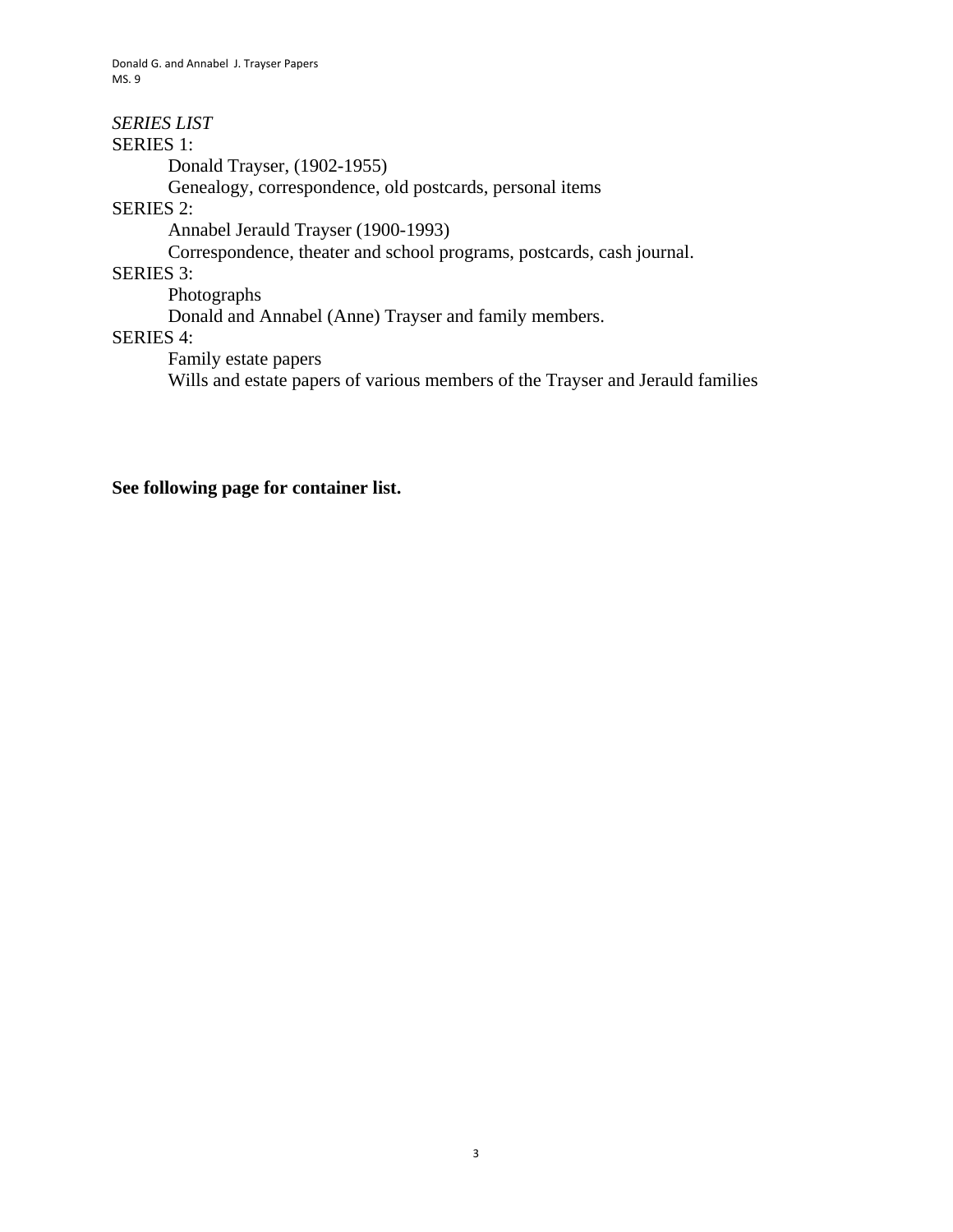*SERIES LIST*

SERIES 1:

Donald Trayser, (1902-1955)

Genealogy, correspondence, old postcards, personal items

SERIES 2:

Annabel Jerauld Trayser (1900-1993)

Correspondence, theater and school programs, postcards, cash journal.

SERIES 3:

Photographs

Donald and Annabel (Anne) Trayser and family members.

SERIES 4:

Family estate papers

Wills and estate papers of various members of the Trayser and Jerauld families

**See following page for container list.**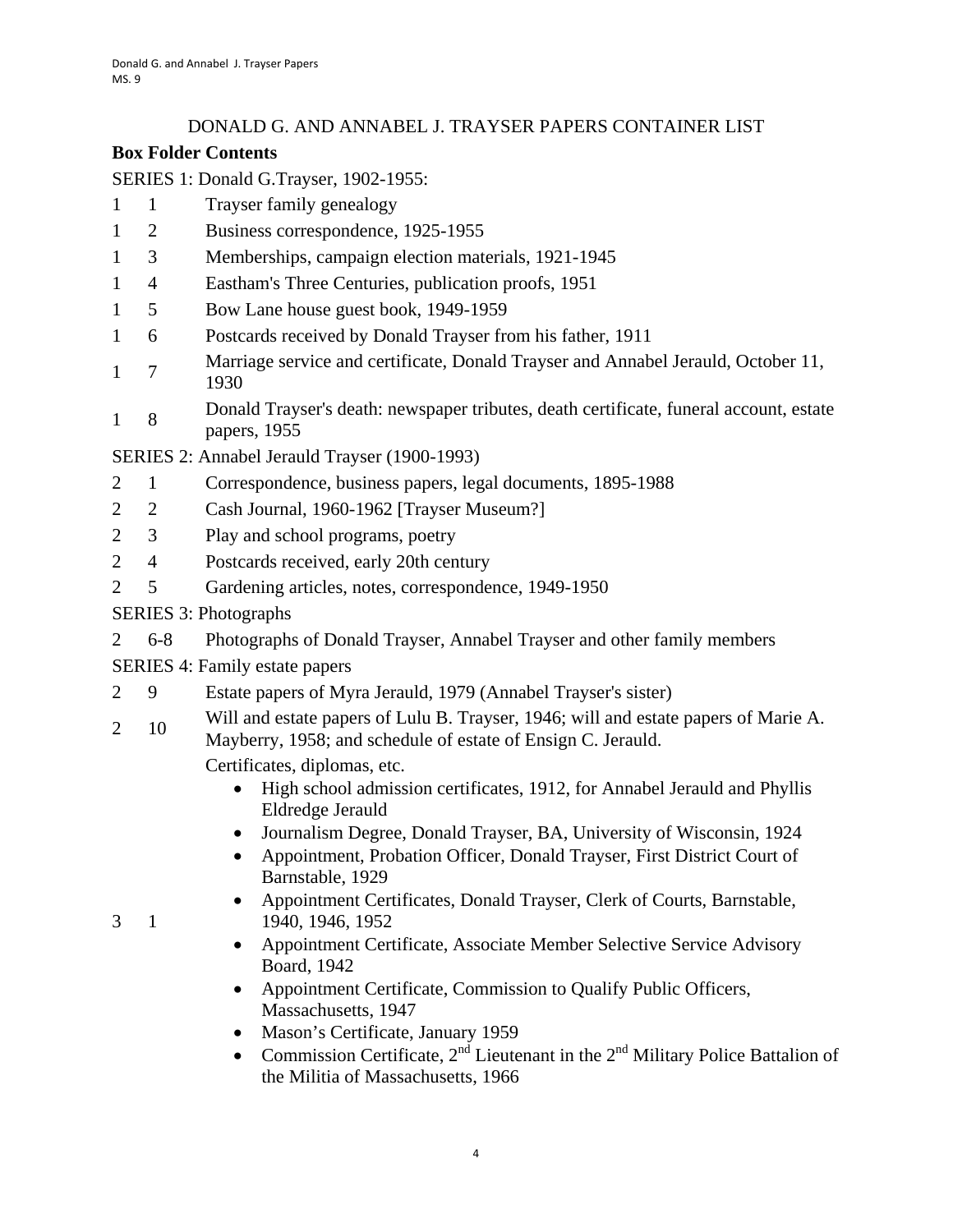DONALD G. AND ANNABEL J. TRAYSER PAPERS CONTAINER LIST

| Box | Folder | Contents |
| --- | --- | --- |
| SERIES 1: Donald G.Trayser, 1902-1955: | | |
| 1 | 1 | Trayser family genealogy |
| 1 | 2 | Business correspondence, 1925-1955 |
| 1 | 3 | Memberships, campaign election materials, 1921-1945 |
| 1 | 4 | Eastham's Three Centuries, publication proofs, 1951 |
| 1 | 5 | Bow Lane house guest book, 1949-1959 |
| 1 | 6 | Postcards received by Donald Trayser from his father, 1911 |
| 1 | 7 | Marriage service and certificate, Donald Trayser and Annabel Jerauld, October 11, 1930 |
| 1 | 8 | Donald Trayser's death: newspaper tributes, death certificate, funeral account, estate papers, 1955 |
| SERIES 2: Annabel Jerauld Trayser (1900-1993) | | |
| 2 | 1 | Correspondence, business papers, legal documents, 1895-1988 |
| 2 | 2 | Cash Journal, 1960-1962 [Trayser Museum?] |
| 2 | 3 | Play and school programs, poetry |
| 2 | 4 | Postcards received, early 20th century |
| 2 | 5 | Gardening articles, notes, correspondence, 1949-1950 |
| SERIES 3: Photographs | | |
| 2 | 6-8 | Photographs of Donald Trayser, Annabel Trayser and other family members |
| SERIES 4: Family estate papers | | |
| 2 | 9 | Estate papers of Myra Jerauld, 1979 (Annabel Trayser's sister) |
| 2 | 10 | Will and estate papers of Lulu B. Trayser, 1946; will and estate papers of Marie A. Mayberry, 1958; and schedule of estate of Ensign C. Jerauld. |
| 3 | 1 | Certificates, diplomas, etc.<br>• High school admission certificates, 1912, for Annabel Jerauld and Phyllis Eldredge Jerauld<br>• Journalism Degree, Donald Trayser, BA, University of Wisconsin, 1924<br>• Appointment, Probation Officer, Donald Trayser, First District Court of Barnstable, 1929<br>• Appointment Certificates, Donald Trayser, Clerk of Courts, Barnstable, 1940, 1946, 1952<br>• Appointment Certificate, Associate Member Selective Service Advisory Board, 1942<br>• Appointment Certificate, Commission to Qualify Public Officers, Massachusetts, 1947<br>• Mason's Certificate, January 1959<br>• Commission Certificate, 2nd Lieutenant in the 2nd Military Police Battalion of the Militia of Massachusetts, 1966 |